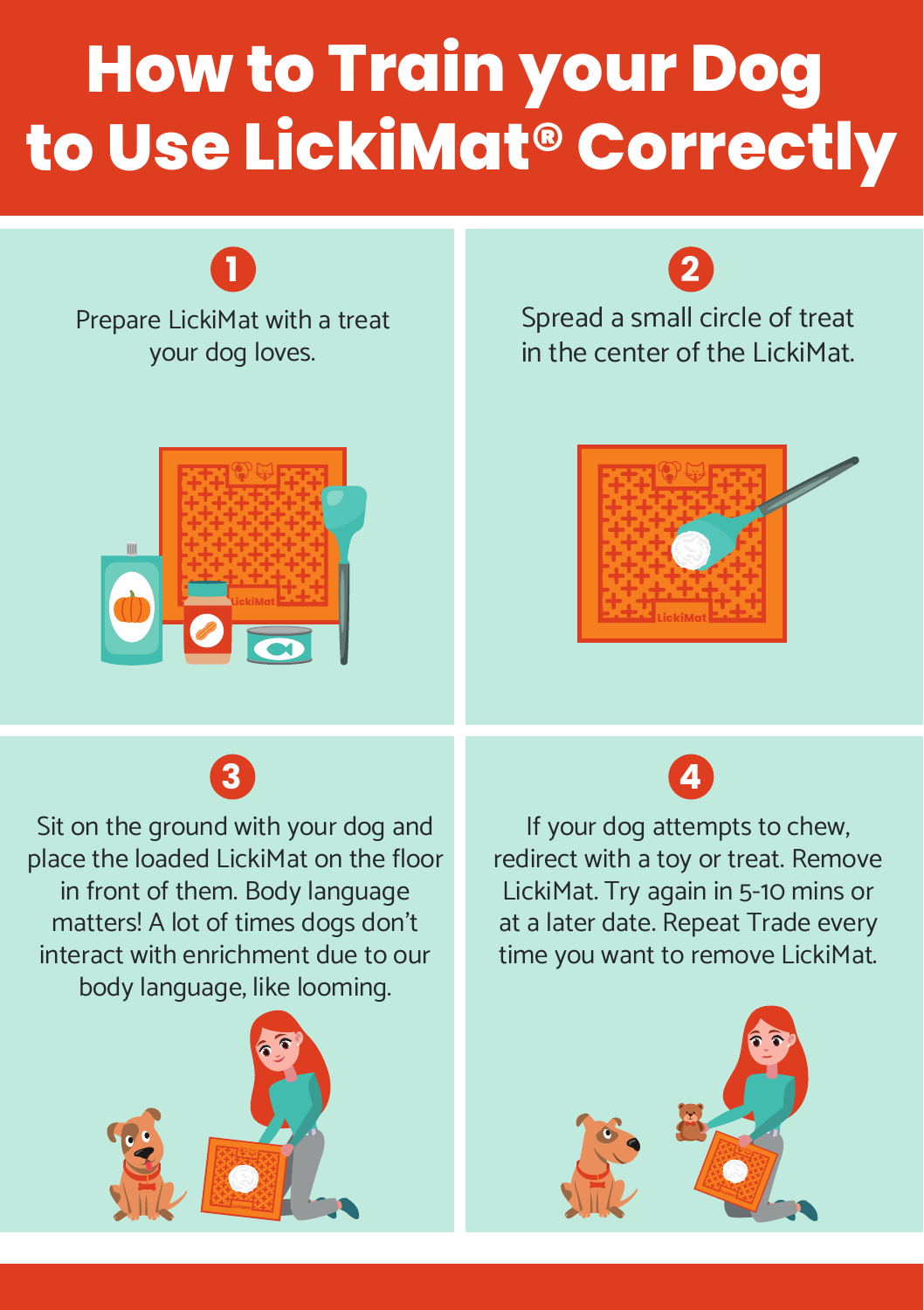# How to Train your Dog to Use LickiMat® Correctly

**1**

Prepare LickiMat with a treat your dog loves.

**2**

Spread a small circle of treat in the center of the LickiMat.

**3**

Sit on the ground with your dog and place the loaded LickiMat on the floor in front of them. Body language matters! A lot of times dogs don't interact with enrichment due to our body language, like looming.

**4**

If your dog attempts to chew, redirect with a toy or treat. Remove LickiMat. Try again in 5-10 mins or at a later date. Repeat Trade every time you want to remove LickiMat.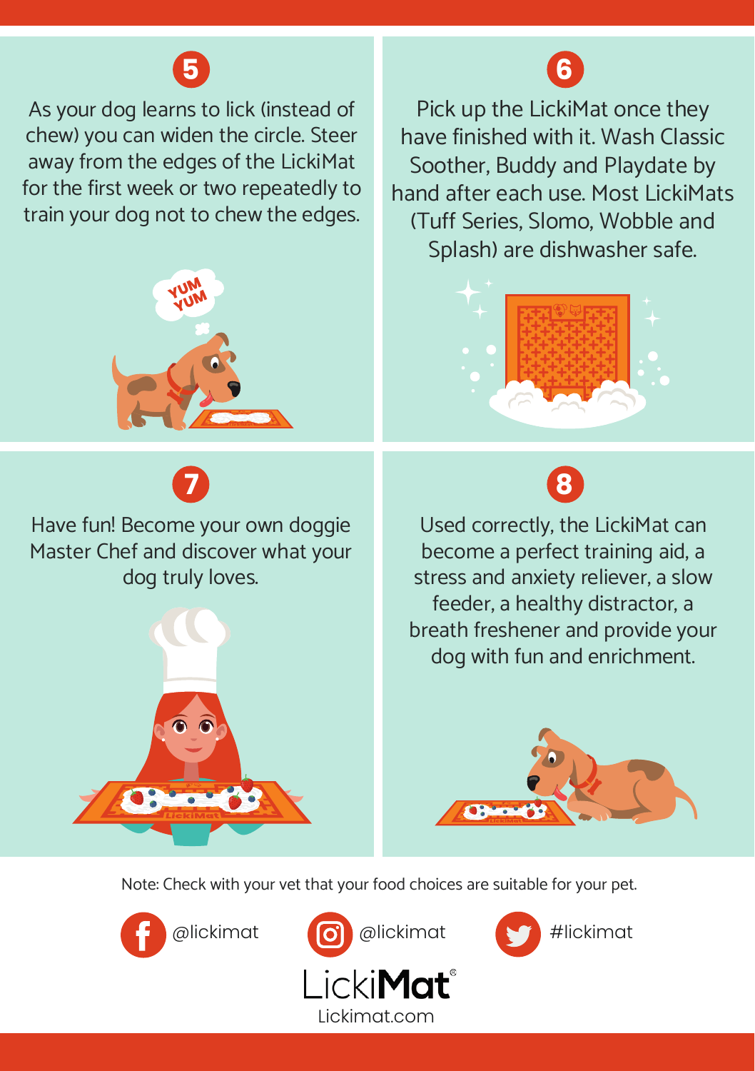**5**

As your dog learns to lick (instead of chew) you can widen the circle. Steer away from the edges of the LickiMat for the first week or two repeatedly to train your dog not to chew the edges.

**6**

Pick up the LickiMat once they have finished with it. Wash Classic Soother, Buddy and Playdate by hand after each use. Most LickiMats (Tuff Series, Slomo, Wobble and Splash) are dishwasher safe.

**7**

Have fun! Become your own doggie Master Chef and discover what your dog truly loves.

**8**

Used correctly, the LickiMat can become a perfect training aid, a stress and anxiety reliever, a slow feeder, a healthy distractor, a breath freshener and provide your dog with fun and enrichment.

Note: Check with your vet that your food choices are suitable for your pet.

@lickimat @lickimat #lickimat

LickiMat®

Lickimat.com